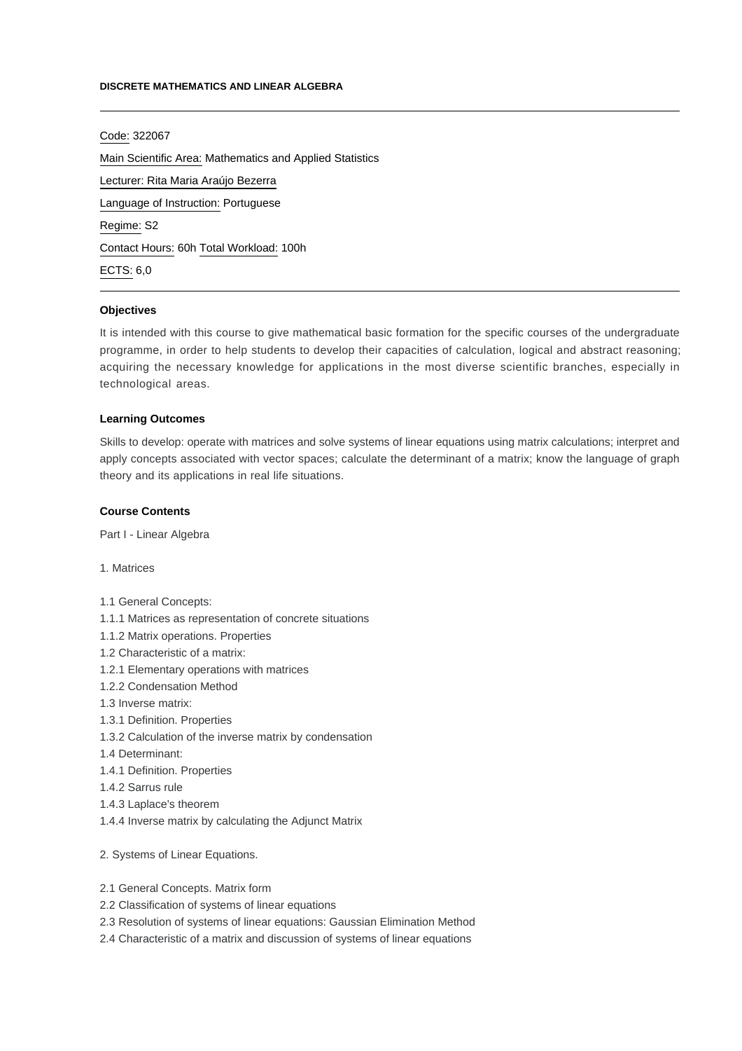**DISCRETE MATHEMATICS AND LINEAR ALGEBRA**

---

Code: 322067

Main Scientific Area: Mathematics and Applied Statistics

Lecturer: Rita Maria Araújo Bezerra

Language of Instruction: Portuguese

Regime: S2

Contact Hours: 60h Total Workload: 100h

ECTS: 6,0

---

**Objectives**

It is intended with this course to give mathematical basic formation for the specific courses of the undergraduate programme, in order to help students to develop their capacities of calculation, logical and abstract reasoning; acquiring the necessary knowledge for applications in the most diverse scientific branches, especially in technological areas.

**Learning Outcomes**

Skills to develop: operate with matrices and solve systems of linear equations using matrix calculations; interpret and apply concepts associated with vector spaces; calculate the determinant of a matrix; know the language of graph theory and its applications in real life situations.

**Course Contents**

Part I - Linear Algebra

1. Matrices

1.1 General Concepts:
1.1.1 Matrices as representation of concrete situations
1.1.2 Matrix operations. Properties
1.2 Characteristic of a matrix:
1.2.1 Elementary operations with matrices
1.2.2 Condensation Method
1.3 Inverse matrix:
1.3.1 Definition. Properties
1.3.2 Calculation of the inverse matrix by condensation
1.4 Determinant:
1.4.1 Definition. Properties
1.4.2 Sarrus rule
1.4.3 Laplace's theorem
1.4.4 Inverse matrix by calculating the Adjunct Matrix

2. Systems of Linear Equations.

2.1 General Concepts. Matrix form
2.2 Classification of systems of linear equations
2.3 Resolution of systems of linear equations: Gaussian Elimination Method
2.4 Characteristic of a matrix and discussion of systems of linear equations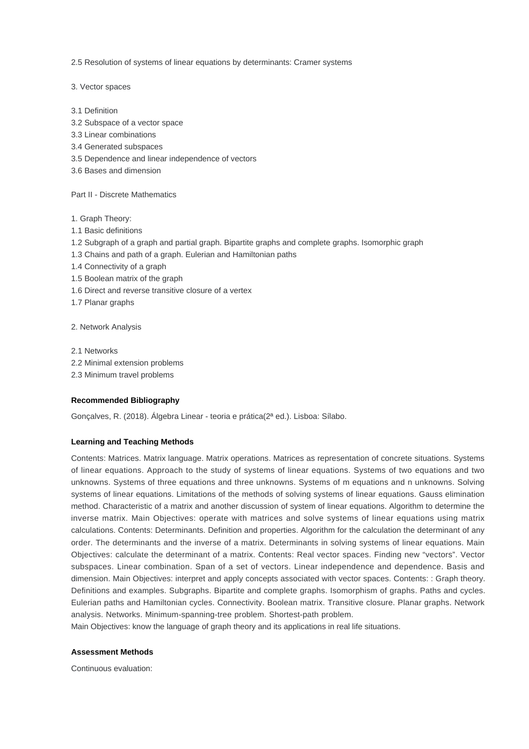2.5 Resolution of systems of linear equations by determinants: Cramer systems

3. Vector spaces

3.1 Definition
3.2 Subspace of a vector space
3.3 Linear combinations
3.4 Generated subspaces
3.5 Dependence and linear independence of vectors
3.6 Bases and dimension

Part II - Discrete Mathematics

1. Graph Theory:
1.1 Basic definitions
1.2 Subgraph of a graph and partial graph. Bipartite graphs and complete graphs. Isomorphic graph
1.3 Chains and path of a graph. Eulerian and Hamiltonian paths
1.4 Connectivity of a graph
1.5 Boolean matrix of the graph
1.6 Direct and reverse transitive closure of a vertex
1.7 Planar graphs

2. Network Analysis

2.1 Networks
2.2 Minimal extension problems
2.3 Minimum travel problems

**Recommended Bibliography**

Gonçalves, R. (2018). Álgebra Linear - teoria e prática(2ª ed.). Lisboa: Sílabo.

**Learning and Teaching Methods**

Contents: Matrices. Matrix language. Matrix operations. Matrices as representation of concrete situations. Systems of linear equations. Approach to the study of systems of linear equations. Systems of two equations and two unknowns. Systems of three equations and three unknowns. Systems of m equations and n unknowns. Solving systems of linear equations. Limitations of the methods of solving systems of linear equations. Gauss elimination method. Characteristic of a matrix and another discussion of system of linear equations. Algorithm to determine the inverse matrix. Main Objectives: operate with matrices and solve systems of linear equations using matrix calculations. Contents: Determinants. Definition and properties. Algorithm for the calculation the determinant of any order. The determinants and the inverse of a matrix. Determinants in solving systems of linear equations. Main Objectives: calculate the determinant of a matrix. Contents: Real vector spaces. Finding new "vectors". Vector subspaces. Linear combination. Span of a set of vectors. Linear independence and dependence. Basis and dimension. Main Objectives: interpret and apply concepts associated with vector spaces. Contents: : Graph theory. Definitions and examples. Subgraphs. Bipartite and complete graphs. Isomorphism of graphs. Paths and cycles. Eulerian paths and Hamiltonian cycles. Connectivity. Boolean matrix. Transitive closure. Planar graphs. Network analysis. Networks. Minimum-spanning-tree problem. Shortest-path problem.
Main Objectives: know the language of graph theory and its applications in real life situations.

**Assessment Methods**

Continuous evaluation: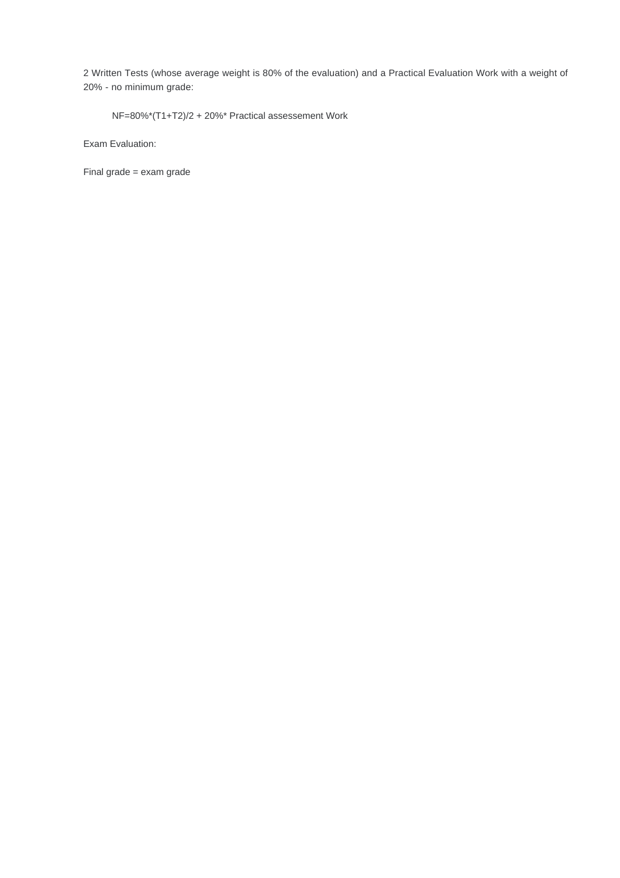2 Written Tests (whose average weight is 80% of the evaluation) and a Practical Evaluation Work with a weight of 20% - no minimum grade:

NF=80%*(T1+T2)/2 + 20%* Practical assessement Work

Exam Evaluation:

Final grade = exam grade